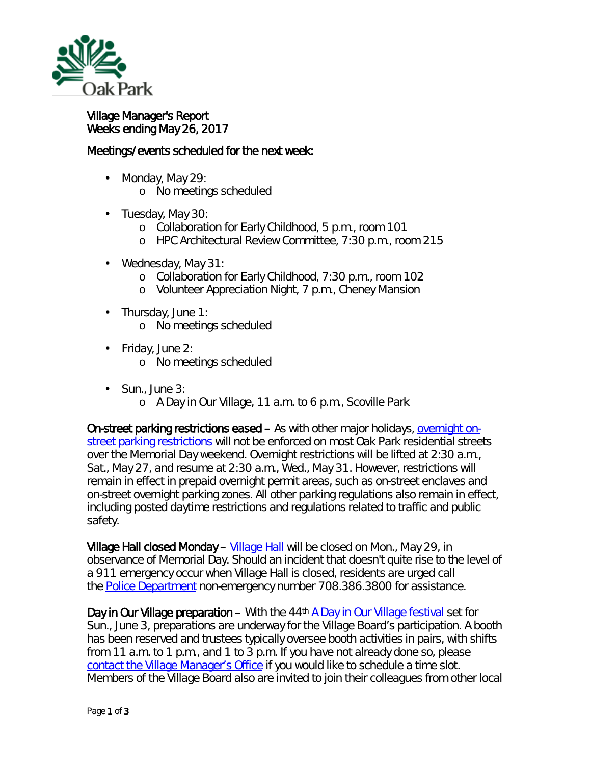Village Manager's Report
Weeks ending May 26, 2017

Meetings/events scheduled for the next week:

- Monday, May 29:
  - No meetings scheduled
- Tuesday, May 30:
  - Collaboration for Early Childhood, 5 p.m., room 101
  - HPC Architectural Review Committee, 7:30 p.m., room 215
- Wednesday, May 31:
  - Collaboration for Early Childhood, 7:30 p.m., room 102
  - Volunteer Appreciation Night, 7 p.m., Cheney Mansion
- Thursday, June 1:
  - No meetings scheduled
- Friday, June 2:
  - No meetings scheduled
- Sun., June 3:
  - A Day in Our Village, 11 a.m. to 6 p.m., Scoville Park

**On-street parking restrictions eased** – As with other major holidays, overnight on-street parking restrictions will not be enforced on most Oak Park residential streets over the Memorial Day weekend. Overnight restrictions will be lifted at 2:30 a.m., Sat., May 27, and resume at 2:30 a.m., Wed., May 31. However, restrictions will remain in effect in prepaid overnight permit areas, such as on-street enclaves and on-street overnight parking zones. All other parking regulations also remain in effect, including posted daytime restrictions and regulations related to traffic and public safety.

**Village Hall closed Monday** – Village Hall will be closed on Mon., May 29, in observance of Memorial Day. Should an incident that doesn't quite rise to the level of a 911 emergency occur when Village Hall is closed, residents are urged call the Police Department non-emergency number 708.386.3800 for assistance.

**Day in Our Village preparation** – With the 44th A Day in Our Village festival set for Sun., June 3, preparations are underway for the Village Board's participation. A booth has been reserved and trustees typically oversee booth activities in pairs, with shifts from 11 a.m. to 1 p.m., and 1 to 3 p.m. If you have not already done so, please contact the Village Manager's Office if you would like to schedule a time slot. Members of the Village Board also are invited to join their colleagues from other local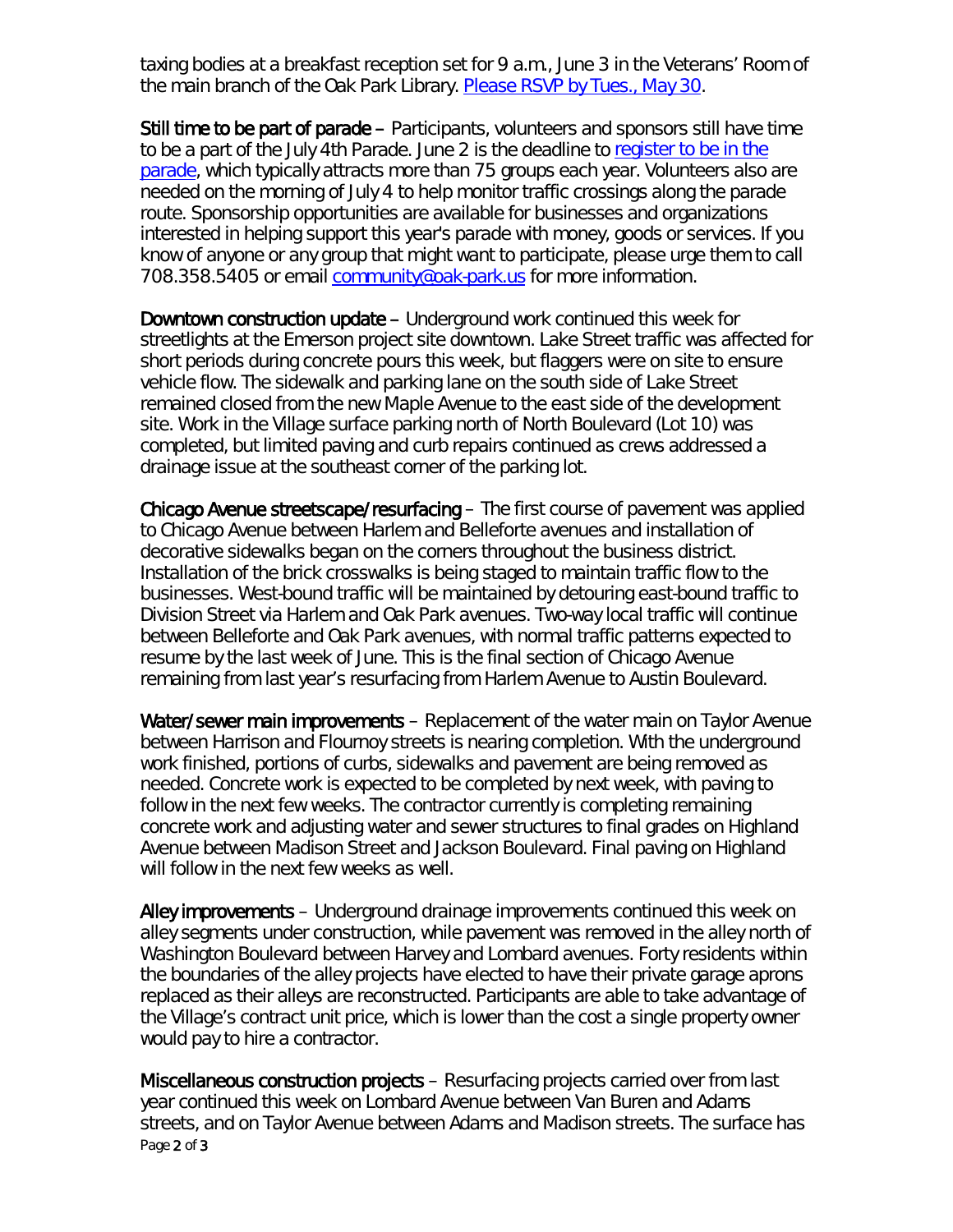taxing bodies at a breakfast reception set for 9 a.m., June 3 in the Veterans' Room of the main branch of the Oak Park Library. [Please RSVP by Tues., May 30].

**Still time to be part of parade** – Participants, volunteers and sponsors still have time to be a part of the July 4th Parade. June 2 is the deadline to [register to be in the parade], which typically attracts more than 75 groups each year. Volunteers also are needed on the morning of July 4 to help monitor traffic crossings along the parade route. Sponsorship opportunities are available for businesses and organizations interested in helping support this year's parade with money, goods or services. If you know of anyone or any group that might want to participate, please urge them to call 708.358.5405 or email community@oak-park.us for more information.

**Downtown construction update** – Underground work continued this week for streetlights at the Emerson project site downtown. Lake Street traffic was affected for short periods during concrete pours this week, but flaggers were on site to ensure vehicle flow. The sidewalk and parking lane on the south side of Lake Street remained closed from the new Maple Avenue to the east side of the development site. Work in the Village surface parking north of North Boulevard (Lot 10) was completed, but limited paving and curb repairs continued as crews addressed a drainage issue at the southeast corner of the parking lot.

**Chicago Avenue streetscape/resurfacing** – The first course of pavement was applied to Chicago Avenue between Harlem and Belleforte avenues and installation of decorative sidewalks began on the corners throughout the business district. Installation of the brick crosswalks is being staged to maintain traffic flow to the businesses. West-bound traffic will be maintained by detouring east-bound traffic to Division Street via Harlem and Oak Park avenues. Two-way local traffic will continue between Belleforte and Oak Park avenues, with normal traffic patterns expected to resume by the last week of June. This is the final section of Chicago Avenue remaining from last year's resurfacing from Harlem Avenue to Austin Boulevard.

**Water/sewer main improvements** – Replacement of the water main on Taylor Avenue between Harrison and Flournoy streets is nearing completion. With the underground work finished, portions of curbs, sidewalks and pavement are being removed as needed. Concrete work is expected to be completed by next week, with paving to follow in the next few weeks. The contractor currently is completing remaining concrete work and adjusting water and sewer structures to final grades on Highland Avenue between Madison Street and Jackson Boulevard. Final paving on Highland will follow in the next few weeks as well.

**Alley improvements** – Underground drainage improvements continued this week on alley segments under construction, while pavement was removed in the alley north of Washington Boulevard between Harvey and Lombard avenues. Forty residents within the boundaries of the alley projects have elected to have their private garage aprons replaced as their alleys are reconstructed. Participants are able to take advantage of the Village's contract unit price, which is lower than the cost a single property owner would pay to hire a contractor.

**Miscellaneous construction projects** – Resurfacing projects carried over from last year continued this week on Lombard Avenue between Van Buren and Adams streets, and on Taylor Avenue between Adams and Madison streets. The surface has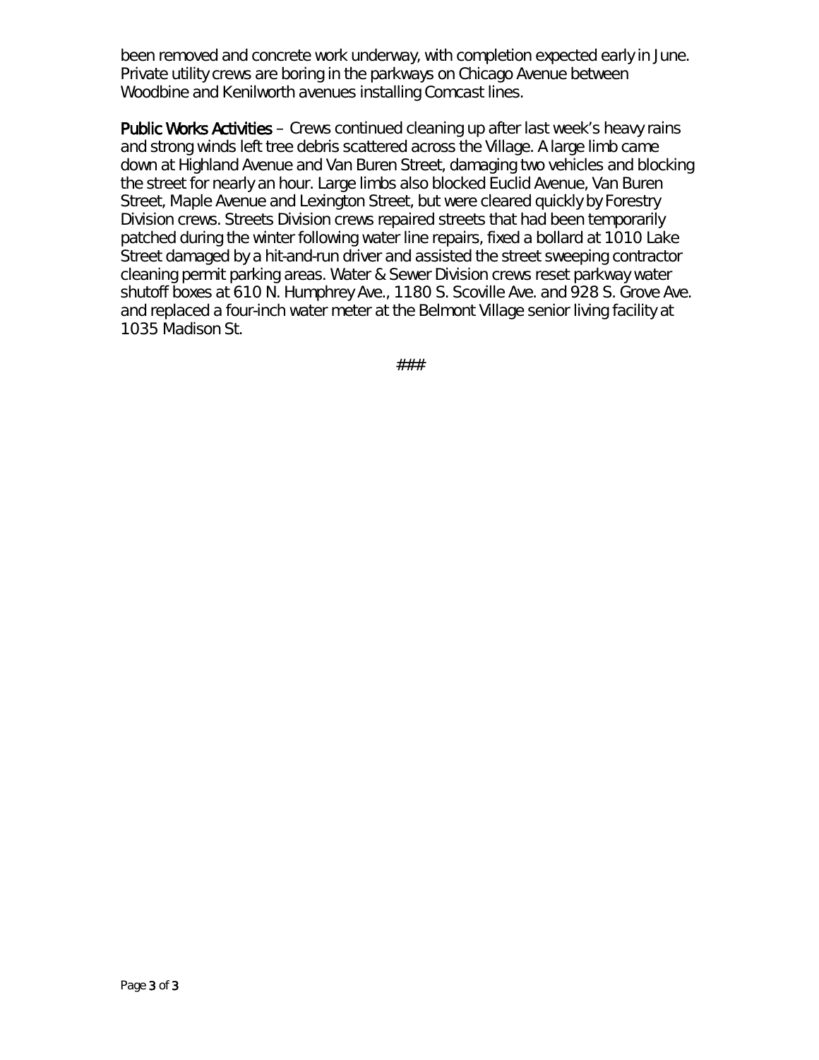been removed and concrete work underway, with completion expected early in June. Private utility crews are boring in the parkways on Chicago Avenue between Woodbine and Kenilworth avenues installing Comcast lines.

**Public Works Activities** – Crews continued cleaning up after last week's heavy rains and strong winds left tree debris scattered across the Village. A large limb came down at Highland Avenue and Van Buren Street, damaging two vehicles and blocking the street for nearly an hour. Large limbs also blocked Euclid Avenue, Van Buren Street, Maple Avenue and Lexington Street, but were cleared quickly by Forestry Division crews. Streets Division crews repaired streets that had been temporarily patched during the winter following water line repairs, fixed a bollard at 1010 Lake Street damaged by a hit-and-run driver and assisted the street sweeping contractor cleaning permit parking areas. Water & Sewer Division crews reset parkway water shutoff boxes at 610 N. Humphrey Ave., 1180 S. Scoville Ave. and 928 S. Grove Ave. and replaced a four-inch water meter at the Belmont Village senior living facility at 1035 Madison St.

###